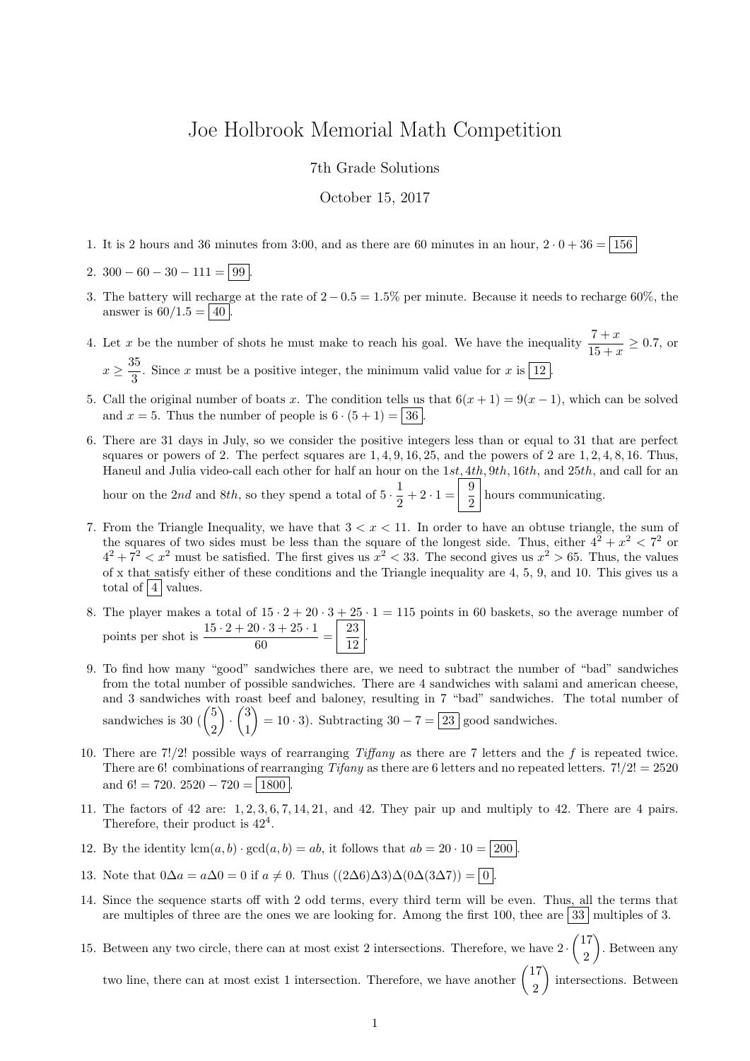# Joe Holbrook Memorial Math Competition

7th Grade Solutions

October 15, 2017

1. It is 2 hours and 36 minutes from 3:00, and as there are 60 minutes in an hour, $2 \cdot 0 + 36 = \boxed{156}$

2. $300 - 60 - 30 - 111 = \boxed{99}$.

3. The battery will recharge at the rate of $2 - 0.5 = 1.5\%$ per minute. Because it needs to recharge 60%, the answer is $60/1.5 = \boxed{40}$.

4. Let $x$ be the number of shots he must make to reach his goal. We have the inequality $\dfrac{7+x}{15+x} \geq 0.7$, or $x \geq \dfrac{35}{3}$. Since $x$ must be a positive integer, the minimum valid value for $x$ is $\boxed{12}$.

5. Call the original number of boats $x$. The condition tells us that $6(x+1) = 9(x-1)$, which can be solved and $x = 5$. Thus the number of people is $6 \cdot (5+1) = \boxed{36}$.

6. There are 31 days in July, so we consider the positive integers less than or equal to 31 that are perfect squares or powers of 2. The perfect squares are $1, 4, 9, 16, 25$, and the powers of 2 are $1, 2, 4, 8, 16$. Thus, Haneul and Julia video-call each other for half an hour on the $1st, 4th, 9th, 16th$, and $25th$, and call for an hour on the $2nd$ and $8th$, so they spend a total of $5 \cdot \dfrac{1}{2} + 2 \cdot 1 = \boxed{\dfrac{9}{2}}$ hours communicating.

7. From the Triangle Inequality, we have that $3 < x < 11$. In order to have an obtuse triangle, the sum of the squares of two sides must be less than the square of the longest side. Thus, either $4^2 + x^2 < 7^2$ or $4^2 + 7^2 < x^2$ must be satisfied. The first gives us $x^2 < 33$. The second gives us $x^2 > 65$. Thus, the values of x that satisfy either of these conditions and the Triangle inequality are 4, 5, 9, and 10. This gives us a total of $\boxed{4}$ values.

8. The player makes a total of $15 \cdot 2 + 20 \cdot 3 + 25 \cdot 1 = 115$ points in 60 baskets, so the average number of points per shot is $\dfrac{15 \cdot 2 + 20 \cdot 3 + 25 \cdot 1}{60} = \boxed{\dfrac{23}{12}}$.

9. To find how many "good" sandwiches there are, we need to subtract the number of "bad" sandwiches from the total number of possible sandwiches. There are 4 sandwiches with salami and american cheese, and 3 sandwiches with roast beef and baloney, resulting in 7 "bad" sandwiches. The total number of sandwiches is 30 ($\binom{5}{2} \cdot \binom{3}{1} = 10 \cdot 3$). Subtracting $30 - 7 = \boxed{23}$ good sandwiches.

10. There are $7!/2!$ possible ways of rearranging *Tiffany* as there are 7 letters and the $f$ is repeated twice. There are $6!$ combinations of rearranging *Tifany* as there are 6 letters and no repeated letters. $7!/2! = 2520$ and $6! = 720$. $2520 - 720 = \boxed{1800}$.

11. The factors of 42 are: $1, 2, 3, 6, 7, 14, 21$, and $42$. They pair up and multiply to 42. There are 4 pairs. Therefore, their product is $42^4$.

12. By the identity $\text{lcm}(a, b) \cdot \gcd(a, b) = ab$, it follows that $ab = 20 \cdot 10 = \boxed{200}$.

13. Note that $0\Delta a = a\Delta 0 = 0$ if $a \neq 0$. Thus $((2\Delta 6)\Delta 3)\Delta(0\Delta(3\Delta 7)) = \boxed{0}$.

14. Since the sequence starts off with 2 odd terms, every third term will be even. Thus, all the terms that are multiples of three are the ones we are looking for. Among the first 100, thee are $\boxed{33}$ multiples of 3.

15. Between any two circle, there can at most exist 2 intersections. Therefore, we have $2 \cdot \binom{17}{2}$. Between any two line, there can at most exist 1 intersection. Therefore, we have another $\binom{17}{2}$ intersections. Between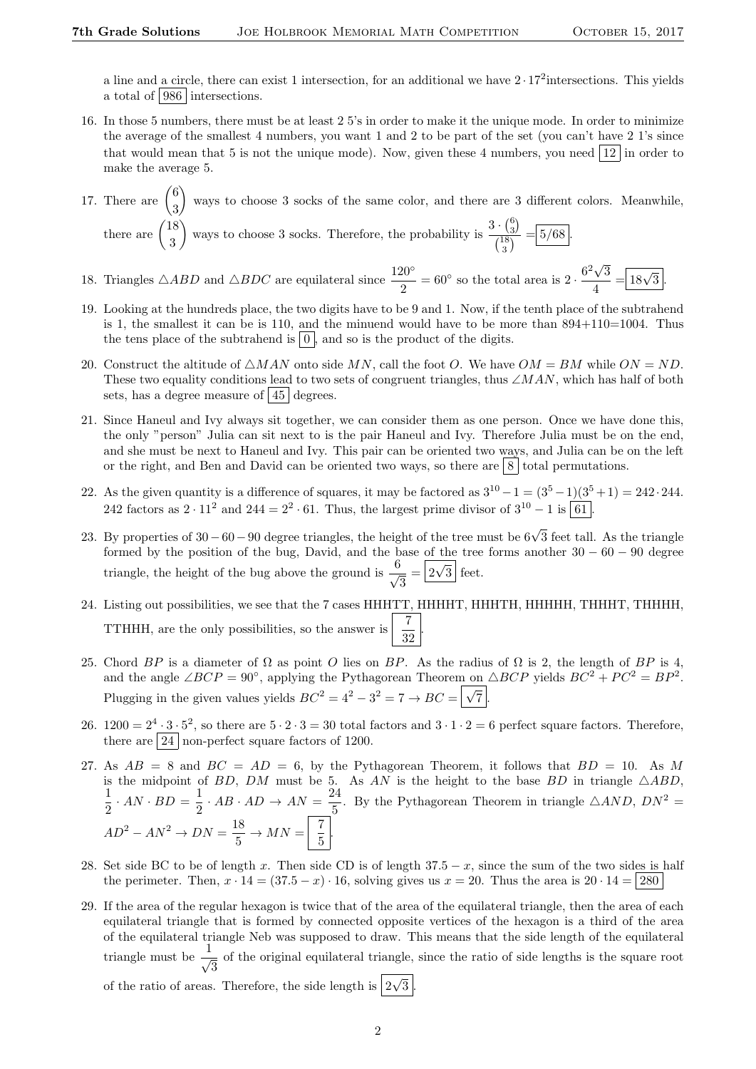a line and a circle, there can exist 1 intersection, for an additional we have $2 \cdot 17^2$intersections. This yields a total of $\boxed{986}$ intersections.

16. In those 5 numbers, there must be at least 2 5's in order to make it the unique mode. In order to minimize the average of the smallest 4 numbers, you want 1 and 2 to be part of the set (you can't have 2 1's since that would mean that 5 is not the unique mode). Now, given these 4 numbers, you need $\boxed{12}$ in order to make the average 5.

17. There are $\binom{6}{3}$ ways to choose 3 socks of the same color, and there are 3 different colors. Meanwhile, there are $\binom{18}{3}$ ways to choose 3 socks. Therefore, the probability is $\frac{3 \cdot \binom{6}{3}}{\binom{18}{3}} = \boxed{5/68}$.

18. Triangles $\triangle ABD$ and $\triangle BDC$ are equilateral since $\frac{120^\circ}{2} = 60^\circ$ so the total area is $2 \cdot \frac{6^2\sqrt{3}}{4} = \boxed{18\sqrt{3}}$.

19. Looking at the hundreds place, the two digits have to be 9 and 1. Now, if the tenth place of the subtrahend is 1, the smallest it can be is 110, and the minuend would have to be more than 894+110=1004. Thus the tens place of the subtrahend is $\boxed{0}$, and so is the product of the digits.

20. Construct the altitude of $\triangle MAN$ onto side $MN$, call the foot $O$. We have $OM = BM$ while $ON = ND$. These two equality conditions lead to two sets of congruent triangles, thus $\angle MAN$, which has half of both sets, has a degree measure of $\boxed{45}$ degrees.

21. Since Haneul and Ivy always sit together, we can consider them as one person. Once we have done this, the only "person" Julia can sit next to is the pair Haneul and Ivy. Therefore Julia must be on the end, and she must be next to Haneul and Ivy. This pair can be oriented two ways, and Julia can be on the left or the right, and Ben and David can be oriented two ways, so there are $\boxed{8}$ total permutations.

22. As the given quantity is a difference of squares, it may be factored as $3^{10} - 1 = (3^5 - 1)(3^5 + 1) = 242 \cdot 244$. 242 factors as $2 \cdot 11^2$ and $244 = 2^2 \cdot 61$. Thus, the largest prime divisor of $3^{10} - 1$ is $\boxed{61}$.

23. By properties of $30-60-90$ degree triangles, the height of the tree must be $6\sqrt{3}$ feet tall. As the triangle formed by the position of the bug, David, and the base of the tree forms another $30-60-90$ degree triangle, the height of the bug above the ground is $\frac{6}{\sqrt{3}} = \boxed{2\sqrt{3}}$ feet.

24. Listing out possibilities, we see that the 7 cases HHHTT, HHHHT, HHHTH, HHHHH, THHHT, THHHH, TTHHH, are the only possibilities, so the answer is $\boxed{\frac{7}{32}}$.

25. Chord $BP$ is a diameter of $\Omega$ as point $O$ lies on $BP$. As the radius of $\Omega$ is 2, the length of $BP$ is 4, and the angle $\angle BCP = 90^\circ$, applying the Pythagorean Theorem on $\triangle BCP$ yields $BC^2 + PC^2 = BP^2$. Plugging in the given values yields $BC^2 = 4^2 - 3^2 = 7 \to BC = \boxed{\sqrt{7}}$.

26. $1200 = 2^4 \cdot 3 \cdot 5^2$, so there are $5 \cdot 2 \cdot 3 = 30$ total factors and $3 \cdot 1 \cdot 2 = 6$ perfect square factors. Therefore, there are $\boxed{24}$ non-perfect square factors of 1200.

27. As $AB = 8$ and $BC = AD = 6$, by the Pythagorean Theorem, it follows that $BD = 10$. As $M$ is the midpoint of $BD$, $DM$ must be 5. As $AN$ is the height to the base $BD$ in triangle $\triangle ABD$, $\frac{1}{2} \cdot AN \cdot BD = \frac{1}{2} \cdot AB \cdot AD \to AN = \frac{24}{5}$. By the Pythagorean Theorem in triangle $\triangle AND$, $DN^2 = AD^2 - AN^2 \to DN = \frac{18}{5} \to MN = \boxed{\frac{7}{5}}$.

28. Set side BC to be of length $x$. Then side CD is of length $37.5 - x$, since the sum of the two sides is half the perimeter. Then, $x \cdot 14 = (37.5 - x) \cdot 16$, solving gives us $x = 20$. Thus the area is $20 \cdot 14 = \boxed{280}$

29. If the area of the regular hexagon is twice that of the area of the equilateral triangle, then the area of each equilateral triangle that is formed by connected opposite vertices of the hexagon is a third of the area of the equilateral triangle Neb was supposed to draw. This means that the side length of the equilateral triangle must be $\frac{1}{\sqrt{3}}$ of the original equilateral triangle, since the ratio of side lengths is the square root of the ratio of areas. Therefore, the side length is $\boxed{2\sqrt{3}}$.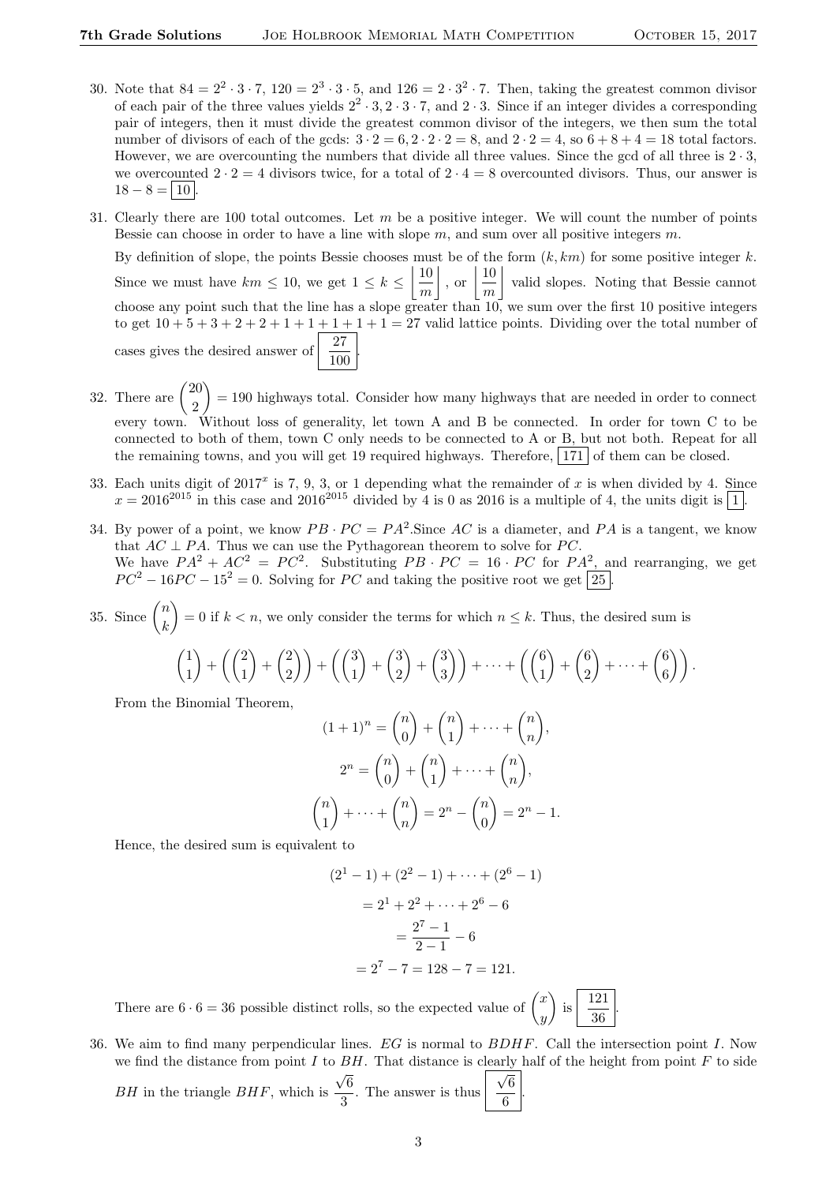30. Note that $84 = 2^2 \cdot 3 \cdot 7$, $120 = 2^3 \cdot 3 \cdot 5$, and $126 = 2 \cdot 3^2 \cdot 7$. Then, taking the greatest common divisor of each pair of the three values yields $2^2 \cdot 3, 2 \cdot 3 \cdot 7$, and $2 \cdot 3$. Since if an integer divides a corresponding pair of integers, then it must divide the greatest common divisor of the integers, we then sum the total number of divisors of each of the gcds: $3 \cdot 2 = 6, 2 \cdot 2 \cdot 2 = 8$, and $2 \cdot 2 = 4$, so $6 + 8 + 4 = 18$ total factors. However, we are overcounting the numbers that divide all three values. Since the gcd of all three is $2 \cdot 3$, we overcounted $2 \cdot 2 = 4$ divisors twice, for a total of $2 \cdot 4 = 8$ overcounted divisors. Thus, our answer is $18 - 8 = \boxed{10}$.

31. Clearly there are 100 total outcomes. Let $m$ be a positive integer. We will count the number of points Bessie can choose in order to have a line with slope $m$, and sum over all positive integers $m$.

   By definition of slope, the points Bessie chooses must be of the form $(k, km)$ for some positive integer $k$. Since we must have $km \leq 10$, we get $1 \leq k \leq \left\lfloor \frac{10}{m} \right\rfloor$, or $\left\lfloor \frac{10}{m} \right\rfloor$ valid slopes. Noting that Bessie cannot choose any point such that the line has a slope greater than 10, we sum over the first 10 positive integers to get $10 + 5 + 3 + 2 + 2 + 1 + 1 + 1 + 1 + 1 = 27$ valid lattice points. Dividing over the total number of cases gives the desired answer of $\boxed{\frac{27}{100}}$.

32. There are $\binom{20}{2} = 190$ highways total. Consider how many highways that are needed in order to connect every town. Without loss of generality, let town A and B be connected. In order for town C to be connected to both of them, town C only needs to be connected to A or B, but not both. Repeat for all the remaining towns, and you will get 19 required highways. Therefore, $\boxed{171}$ of them can be closed.

33. Each units digit of $2017^x$ is 7, 9, 3, or 1 depending what the remainder of $x$ is when divided by 4. Since $x = 2016^{2015}$ in this case and $2016^{2015}$ divided by 4 is 0 as 2016 is a multiple of 4, the units digit is $\boxed{1}$.

34. By power of a point, we know $PB \cdot PC = PA^2$.Since $AC$ is a diameter, and $PA$ is a tangent, we know that $AC \perp PA$. Thus we can use the Pythagorean theorem to solve for $PC$.
   We have $PA^2 + AC^2 = PC^2$. Substituting $PB \cdot PC = 16 \cdot PC$ for $PA^2$, and rearranging, we get $PC^2 - 16PC - 15^2 = 0$. Solving for $PC$ and taking the positive root we get $\boxed{25}$.

35. Since $\binom{n}{k} = 0$ if $k < n$, we only consider the terms for which $n \leq k$. Thus, the desired sum is

$$\binom{1}{1} + \left(\binom{2}{1} + \binom{2}{2}\right) + \left(\binom{3}{1} + \binom{3}{2} + \binom{3}{3}\right) + \cdots + \left(\binom{6}{1} + \binom{6}{2} + \cdots + \binom{6}{6}\right).$$

   From the Binomial Theorem,

$$(1+1)^n = \binom{n}{0} + \binom{n}{1} + \cdots + \binom{n}{n},$$

$$2^n = \binom{n}{0} + \binom{n}{1} + \cdots + \binom{n}{n},$$

$$\binom{n}{1} + \cdots + \binom{n}{n} = 2^n - \binom{n}{0} = 2^n - 1.$$

   Hence, the desired sum is equivalent to

$$(2^1 - 1) + (2^2 - 1) + \cdots + (2^6 - 1)$$

$$= 2^1 + 2^2 + \cdots + 2^6 - 6$$

$$= \frac{2^7 - 1}{2 - 1} - 6$$

$$= 2^7 - 7 = 128 - 7 = 121.$$

   There are $6 \cdot 6 = 36$ possible distinct rolls, so the expected value of $\binom{x}{y}$ is $\boxed{\frac{121}{36}}$.

36. We aim to find many perpendicular lines. $EG$ is normal to $BDHF$. Call the intersection point $I$. Now we find the distance from point $I$ to $BH$. That distance is clearly half of the height from point $F$ to side $BH$ in the triangle $BHF$, which is $\frac{\sqrt{6}}{3}$. The answer is thus $\boxed{\frac{\sqrt{6}}{6}}$.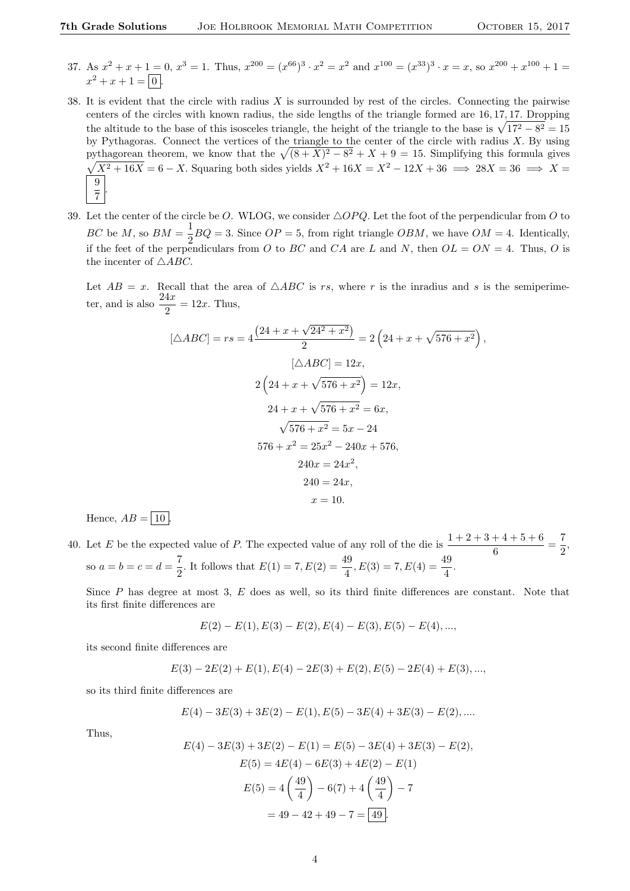37. As $x^2 + x + 1 = 0$, $x^3 = 1$. Thus, $x^{200} = (x^{66})^3 \cdot x^2 = x^2$ and $x^{100} = (x^{33})^3 \cdot x = x$, so $x^{200} + x^{100} + 1 = x^2 + x + 1 = \boxed{0}$.

38. It is evident that the circle with radius $X$ is surrounded by rest of the circles. Connecting the pairwise centers of the circles with known radius, the side lengths of the triangle formed are $16, 17, 17$. Dropping the altitude to the base of this isosceles triangle, the height of the triangle to the base is $\sqrt{17^2 - 8^2} = 15$ by Pythagoras. Connect the vertices of the triangle to the center of the circle with radius $X$. By using pythagorean theorem, we know that the $\sqrt{(8+X)^2 - 8^2} + X + 9 = 15$. Simplifying this formula gives $\sqrt{X^2 + 16X} = 6 - X$. Squaring both sides yields $X^2 + 16X = X^2 - 12X + 36 \implies 28X = 36 \implies X = \boxed{\dfrac{9}{7}}$.

39. Let the center of the circle be $O$. WLOG, we consider $\triangle OPQ$. Let the foot of the perpendicular from $O$ to $BC$ be $M$, so $BM = \dfrac{1}{2}BQ = 3$. Since $OP = 5$, from right triangle $OBM$, we have $OM = 4$. Identically, if the feet of the perpendiculars from $O$ to $BC$ and $CA$ are $L$ and $N$, then $OL = ON = 4$. Thus, $O$ is the incenter of $\triangle ABC$.

    Let $AB = x$. Recall that the area of $\triangle ABC$ is $rs$, where $r$ is the inradius and $s$ is the semiperimeter, and is also $\dfrac{24x}{2} = 12x$. Thus,

$$[\triangle ABC] = rs = 4\frac{\left(24 + x + \sqrt{24^2 + x^2}\right)}{2} = 2\left(24 + x + \sqrt{576 + x^2}\right),$$

$$[\triangle ABC] = 12x,$$

$$2\left(24 + x + \sqrt{576 + x^2}\right) = 12x,$$

$$24 + x + \sqrt{576 + x^2} = 6x,$$

$$\sqrt{576 + x^2} = 5x - 24$$

$$576 + x^2 = 25x^2 - 240x + 576,$$

$$240x = 24x^2,$$

$$240 = 24x,$$

$$x = 10.$$

    Hence, $AB = \boxed{10}$.

40. Let $E$ be the expected value of $P$. The expected value of any roll of the die is $\dfrac{1+2+3+4+5+6}{6} = \dfrac{7}{2}$, so $a = b = c = d = \dfrac{7}{2}$. It follows that $E(1) = 7, E(2) = \dfrac{49}{4}, E(3) = 7, E(4) = \dfrac{49}{4}$.

    Since $P$ has degree at most 3, $E$ does as well, so its third finite differences are constant. Note that its first finite differences are

$$E(2) - E(1), E(3) - E(2), E(4) - E(3), E(5) - E(4), ...,$$

    its second finite differences are

$$E(3) - 2E(2) + E(1), E(4) - 2E(3) + E(2), E(5) - 2E(4) + E(3), ...,$$

    so its third finite differences are

$$E(4) - 3E(3) + 3E(2) - E(1), E(5) - 3E(4) + 3E(3) - E(2), ....$$

    Thus,

$$E(4) - 3E(3) + 3E(2) - E(1) = E(5) - 3E(4) + 3E(3) - E(2),$$

$$E(5) = 4E(4) - 6E(3) + 4E(2) - E(1)$$

$$E(5) = 4\left(\frac{49}{4}\right) - 6(7) + 4\left(\frac{49}{4}\right) - 7$$

$$= 49 - 42 + 49 - 7 = \boxed{49}.$$